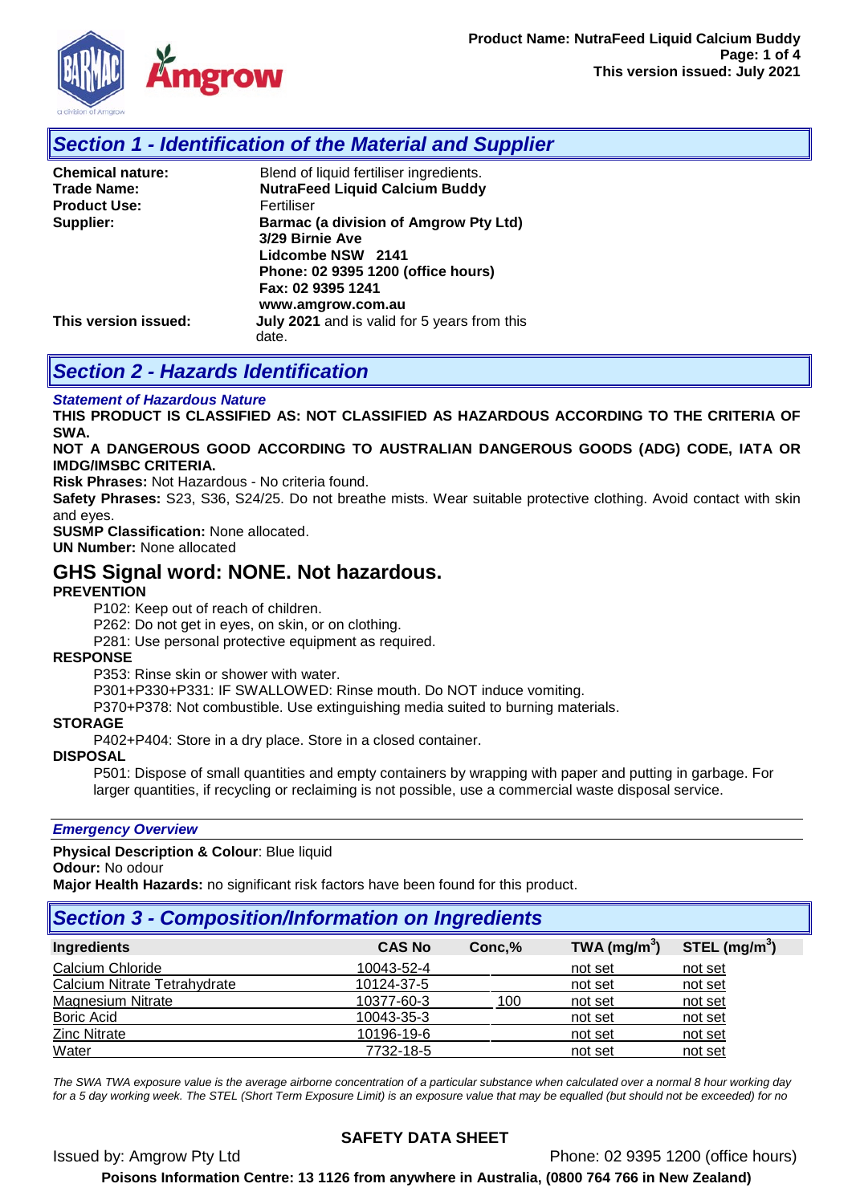## Section 1 - Identification of the Material and Supplier

**Chemical nature:** Blend of liquid fertiliser ingredients.
**Trade Name:** **NutraFeed Liquid Calcium Buddy**
**Product Use:** Fertiliser
**Supplier:** **Barmac (a division of Amgrow Pty Ltd)**
**3/29 Birnie Ave**
**Lidcombe NSW 2141**
**Phone: 02 9395 1200 (office hours)**
**Fax: 02 9395 1241**
**www.amgrow.com.au**
**This version issued:** **July 2021** and is valid for 5 years from this date.

## Section 2 - Hazards Identification

***Statement of Hazardous Nature***

**THIS PRODUCT IS CLASSIFIED AS: NOT CLASSIFIED AS HAZARDOUS ACCORDING TO THE CRITERIA OF SWA.**

**NOT A DANGEROUS GOOD ACCORDING TO AUSTRALIAN DANGEROUS GOODS (ADG) CODE, IATA OR IMDG/IMSBC CRITERIA.**

**Risk Phrases:** Not Hazardous - No criteria found.

**Safety Phrases:** S23, S36, S24/25. Do not breathe mists. Wear suitable protective clothing. Avoid contact with skin and eyes.

**SUSMP Classification:** None allocated.

**UN Number:** None allocated

## GHS Signal word: NONE. Not hazardous.

**PREVENTION**

P102: Keep out of reach of children.
P262: Do not get in eyes, on skin, or on clothing.
P281: Use personal protective equipment as required.

**RESPONSE**

P353: Rinse skin or shower with water.
P301+P330+P331: IF SWALLOWED: Rinse mouth. Do NOT induce vomiting.
P370+P378: Not combustible. Use extinguishing media suited to burning materials.

**STORAGE**

P402+P404: Store in a dry place. Store in a closed container.

**DISPOSAL**

P501: Dispose of small quantities and empty containers by wrapping with paper and putting in garbage. For larger quantities, if recycling or reclaiming is not possible, use a commercial waste disposal service.

***Emergency Overview***

**Physical Description & Colour**: Blue liquid
**Odour:** No odour
**Major Health Hazards:** no significant risk factors have been found for this product.

## Section 3 - Composition/Information on Ingredients

| Ingredients | CAS No | Conc,% | TWA ($mg/m^3$) | STEL ($mg/m^3$) |
|---|---|---|---|---|
| Calcium Chloride | 10043-52-4 | | not set | not set |
| Calcium Nitrate Tetrahydrate | 10124-37-5 | | not set | not set |
| Magnesium Nitrate | 10377-60-3 | 100 | not set | not set |
| Boric Acid | 10043-35-3 | | not set | not set |
| Zinc Nitrate | 10196-19-6 | | not set | not set |
| Water | 7732-18-5 | | not set | not set |

*The SWA TWA exposure value is the average airborne concentration of a particular substance when calculated over a normal 8 hour working day for a 5 day working week. The STEL (Short Term Exposure Limit) is an exposure value that may be equalled (but should not be exceeded) for no*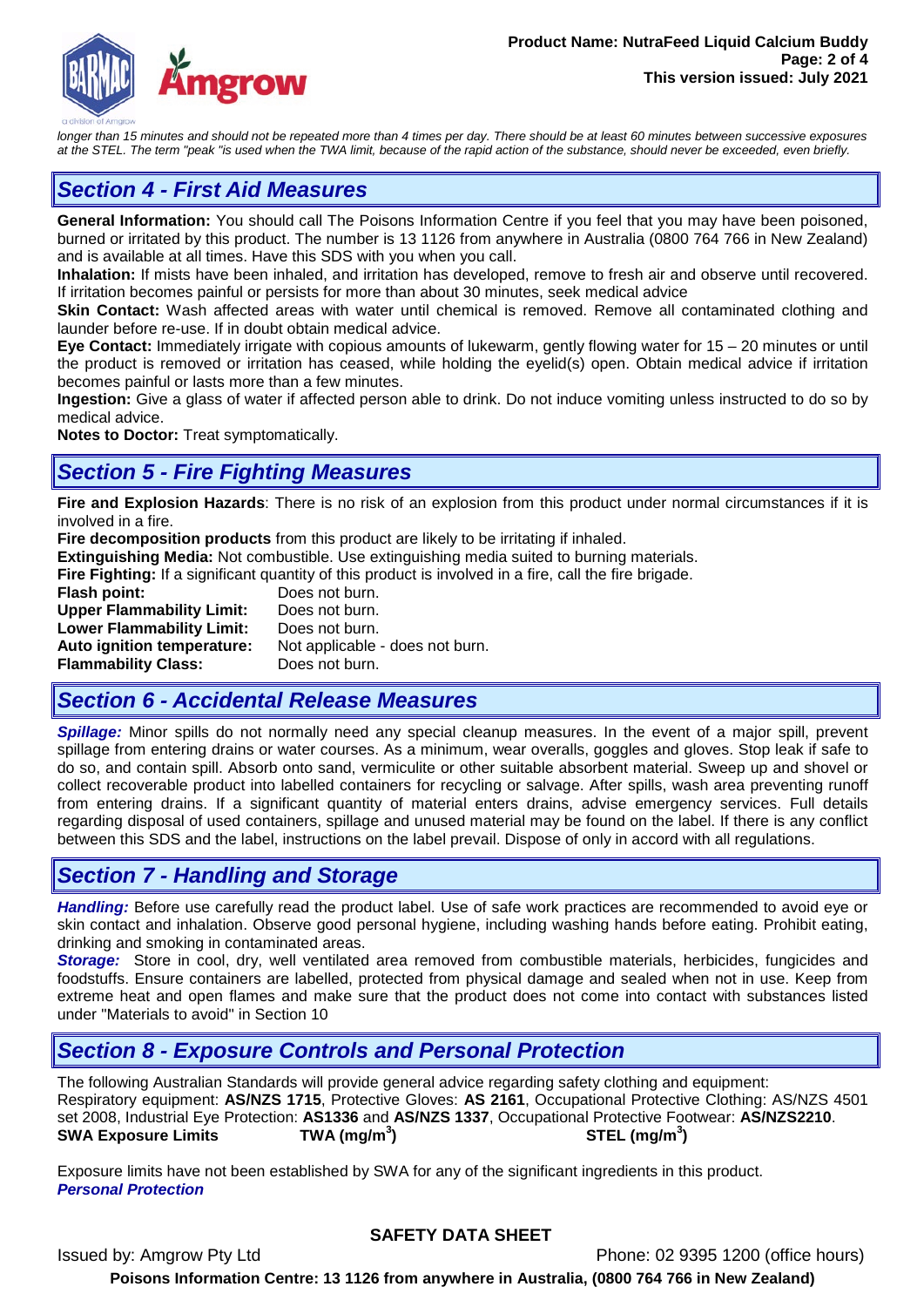*longer than 15 minutes and should not be repeated more than 4 times per day. There should be at least 60 minutes between successive exposures at the STEL. The term "peak "is used when the TWA limit, because of the rapid action of the substance, should never be exceeded, even briefly.*

## *Section 4 - First Aid Measures*

**General Information:** You should call The Poisons Information Centre if you feel that you may have been poisoned, burned or irritated by this product. The number is 13 1126 from anywhere in Australia (0800 764 766 in New Zealand) and is available at all times. Have this SDS with you when you call.

**Inhalation:** If mists have been inhaled, and irritation has developed, remove to fresh air and observe until recovered. If irritation becomes painful or persists for more than about 30 minutes, seek medical advice

**Skin Contact:** Wash affected areas with water until chemical is removed. Remove all contaminated clothing and launder before re-use. If in doubt obtain medical advice.

**Eye Contact:** Immediately irrigate with copious amounts of lukewarm, gently flowing water for 15 – 20 minutes or until the product is removed or irritation has ceased, while holding the eyelid(s) open. Obtain medical advice if irritation becomes painful or lasts more than a few minutes.

**Ingestion:** Give a glass of water if affected person able to drink. Do not induce vomiting unless instructed to do so by medical advice.

**Notes to Doctor:** Treat symptomatically.

## *Section 5 - Fire Fighting Measures*

**Fire and Explosion Hazards**: There is no risk of an explosion from this product under normal circumstances if it is involved in a fire.

**Fire decomposition products** from this product are likely to be irritating if inhaled.

**Extinguishing Media:** Not combustible. Use extinguishing media suited to burning materials.

**Fire Fighting:** If a significant quantity of this product is involved in a fire, call the fire brigade.

**Flash point:** Does not burn.
**Upper Flammability Limit:** Does not burn.
**Lower Flammability Limit:** Does not burn.
**Auto ignition temperature:** Not applicable - does not burn.
**Flammability Class:** Does not burn.

## *Section 6 - Accidental Release Measures*

***Spillage:*** Minor spills do not normally need any special cleanup measures. In the event of a major spill, prevent spillage from entering drains or water courses. As a minimum, wear overalls, goggles and gloves. Stop leak if safe to do so, and contain spill. Absorb onto sand, vermiculite or other suitable absorbent material. Sweep up and shovel or collect recoverable product into labelled containers for recycling or salvage. After spills, wash area preventing runoff from entering drains. If a significant quantity of material enters drains, advise emergency services. Full details regarding disposal of used containers, spillage and unused material may be found on the label. If there is any conflict between this SDS and the label, instructions on the label prevail. Dispose of only in accord with all regulations.

## *Section 7 - Handling and Storage*

***Handling:*** Before use carefully read the product label. Use of safe work practices are recommended to avoid eye or skin contact and inhalation. Observe good personal hygiene, including washing hands before eating. Prohibit eating, drinking and smoking in contaminated areas.

***Storage:*** Store in cool, dry, well ventilated area removed from combustible materials, herbicides, fungicides and foodstuffs. Ensure containers are labelled, protected from physical damage and sealed when not in use. Keep from extreme heat and open flames and make sure that the product does not come into contact with substances listed under "Materials to avoid" in Section 10

## *Section 8 - Exposure Controls and Personal Protection*

The following Australian Standards will provide general advice regarding safety clothing and equipment:
Respiratory equipment: **AS/NZS 1715**, Protective Gloves: **AS 2161**, Occupational Protective Clothing: AS/NZS 4501 set 2008, Industrial Eye Protection: **AS1336** and **AS/NZS 1337**, Occupational Protective Footwear: **AS/NZS2210**.

| **SWA Exposure Limits** | **TWA (mg/m$^3$)** | **STEL (mg/m$^3$)** |
|---|---|---|

Exposure limits have not been established by SWA for any of the significant ingredients in this product.

***Personal Protection***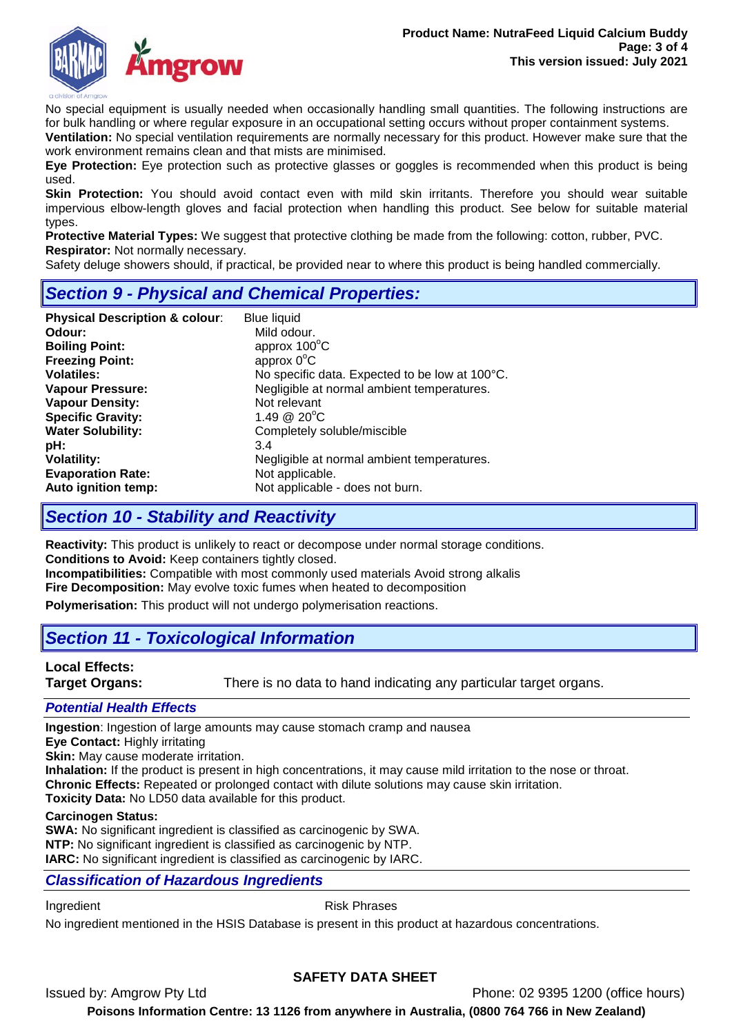No special equipment is usually needed when occasionally handling small quantities. The following instructions are for bulk handling or where regular exposure in an occupational setting occurs without proper containment systems.

**Ventilation:** No special ventilation requirements are normally necessary for this product. However make sure that the work environment remains clean and that mists are minimised.

**Eye Protection:** Eye protection such as protective glasses or goggles is recommended when this product is being used.

**Skin Protection:** You should avoid contact even with mild skin irritants. Therefore you should wear suitable impervious elbow-length gloves and facial protection when handling this product. See below for suitable material types.

**Protective Material Types:** We suggest that protective clothing be made from the following: cotton, rubber, PVC.

**Respirator:** Not normally necessary.

Safety deluge showers should, if practical, be provided near to where this product is being handled commercially.

## *Section 9 - Physical and Chemical Properties:*

| | |
|---|---|
| **Physical Description & colour**: | Blue liquid |
| **Odour:** | Mild odour. |
| **Boiling Point:** | approx 100°C |
| **Freezing Point:** | approx 0°C |
| **Volatiles:** | No specific data. Expected to be low at 100°C. |
| **Vapour Pressure:** | Negligible at normal ambient temperatures. |
| **Vapour Density:** | Not relevant |
| **Specific Gravity:** | 1.49 @ 20°C |
| **Water Solubility:** | Completely soluble/miscible |
| **pH:** | 3.4 |
| **Volatility:** | Negligible at normal ambient temperatures. |
| **Evaporation Rate:** | Not applicable. |
| **Auto ignition temp:** | Not applicable - does not burn. |

## *Section 10 - Stability and Reactivity*

**Reactivity:** This product is unlikely to react or decompose under normal storage conditions.

**Conditions to Avoid:** Keep containers tightly closed.

**Incompatibilities:** Compatible with most commonly used materials Avoid strong alkalis

**Fire Decomposition:** May evolve toxic fumes when heated to decomposition

**Polymerisation:** This product will not undergo polymerisation reactions.

## *Section 11 - Toxicological Information*

**Local Effects:**

**Target Organs:** There is no data to hand indicating any particular target organs.

### *Potential Health Effects*

**Ingestion**: Ingestion of large amounts may cause stomach cramp and nausea

**Eye Contact:** Highly irritating

**Skin:** May cause moderate irritation.

**Inhalation:** If the product is present in high concentrations, it may cause mild irritation to the nose or throat.

**Chronic Effects:** Repeated or prolonged contact with dilute solutions may cause skin irritation.

**Toxicity Data:** No LD50 data available for this product.

**Carcinogen Status:**

**SWA:** No significant ingredient is classified as carcinogenic by SWA.

**NTP:** No significant ingredient is classified as carcinogenic by NTP.

**IARC:** No significant ingredient is classified as carcinogenic by IARC.

### *Classification of Hazardous Ingredients*

| Ingredient | Risk Phrases |
|---|---|

No ingredient mentioned in the HSIS Database is present in this product at hazardous concentrations.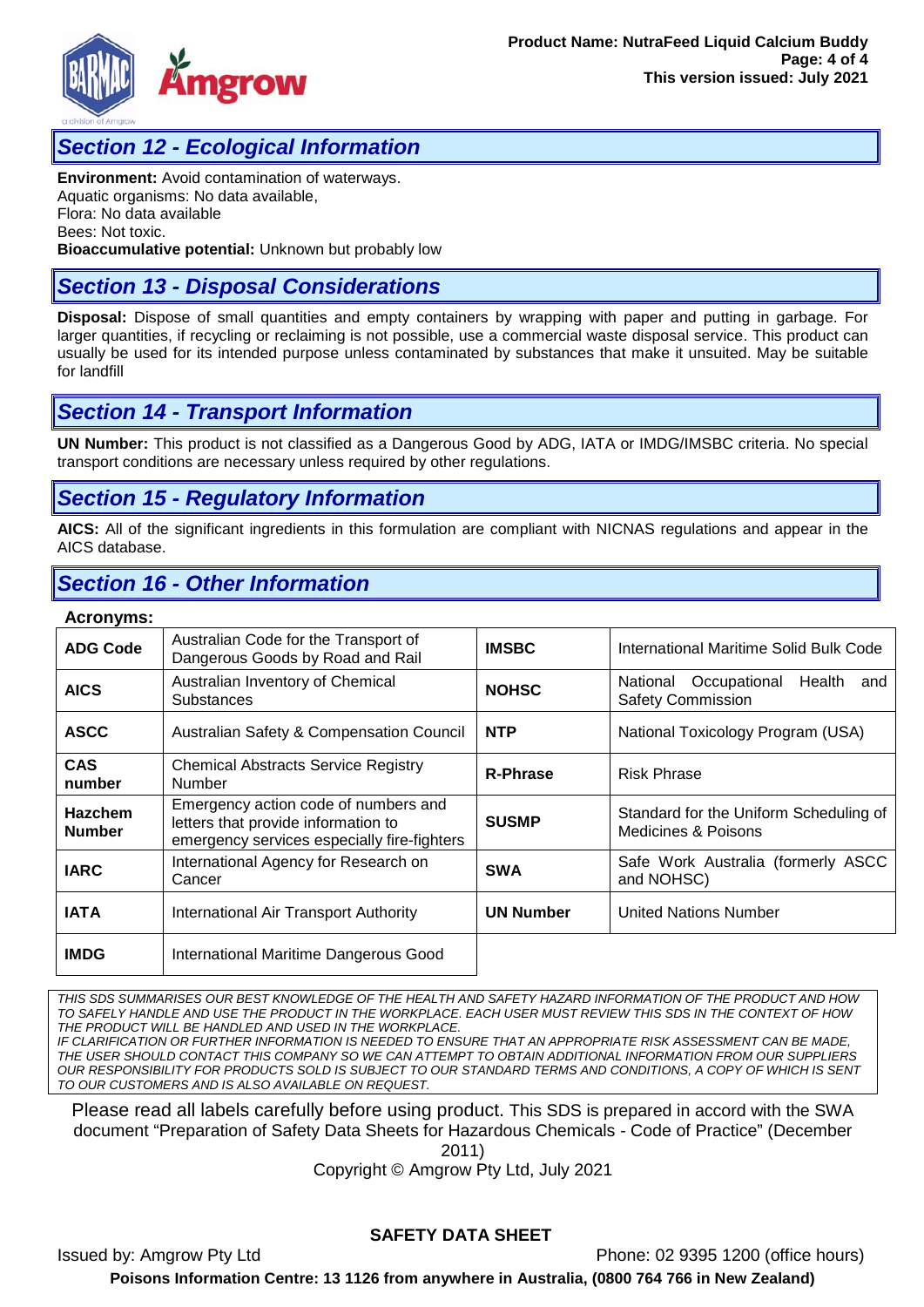## Section 12 - Ecological Information

**Environment:** Avoid contamination of waterways.
Aquatic organisms: No data available,
Flora: No data available
Bees: Not toxic.
**Bioaccumulative potential:** Unknown but probably low

## Section 13 - Disposal Considerations

**Disposal:** Dispose of small quantities and empty containers by wrapping with paper and putting in garbage. For larger quantities, if recycling or reclaiming is not possible, use a commercial waste disposal service. This product can usually be used for its intended purpose unless contaminated by substances that make it unsuited. May be suitable for landfill

## Section 14 - Transport Information

**UN Number:** This product is not classified as a Dangerous Good by ADG, IATA or IMDG/IMSBC criteria. No special transport conditions are necessary unless required by other regulations.

## Section 15 - Regulatory Information

**AICS:** All of the significant ingredients in this formulation are compliant with NICNAS regulations and appear in the AICS database.

## Section 16 - Other Information

**Acronyms:**

| | | | |
|---|---|---|---|
| **ADG Code** | Australian Code for the Transport of Dangerous Goods by Road and Rail | **IMSBC** | International Maritime Solid Bulk Code |
| **AICS** | Australian Inventory of Chemical Substances | **NOHSC** | National Occupational Health and Safety Commission |
| **ASCC** | Australian Safety & Compensation Council | **NTP** | National Toxicology Program (USA) |
| **CAS number** | Chemical Abstracts Service Registry Number | **R-Phrase** | Risk Phrase |
| **Hazchem Number** | Emergency action code of numbers and letters that provide information to emergency services especially fire-fighters | **SUSMP** | Standard for the Uniform Scheduling of Medicines & Poisons |
| **IARC** | International Agency for Research on Cancer | **SWA** | Safe Work Australia (formerly ASCC and NOHSC) |
| **IATA** | International Air Transport Authority | **UN Number** | United Nations Number |
| **IMDG** | International Maritime Dangerous Good | | |

*THIS SDS SUMMARISES OUR BEST KNOWLEDGE OF THE HEALTH AND SAFETY HAZARD INFORMATION OF THE PRODUCT AND HOW TO SAFELY HANDLE AND USE THE PRODUCT IN THE WORKPLACE. EACH USER MUST REVIEW THIS SDS IN THE CONTEXT OF HOW THE PRODUCT WILL BE HANDLED AND USED IN THE WORKPLACE.*
*IF CLARIFICATION OR FURTHER INFORMATION IS NEEDED TO ENSURE THAT AN APPROPRIATE RISK ASSESSMENT CAN BE MADE, THE USER SHOULD CONTACT THIS COMPANY SO WE CAN ATTEMPT TO OBTAIN ADDITIONAL INFORMATION FROM OUR SUPPLIERS OUR RESPONSIBILITY FOR PRODUCTS SOLD IS SUBJECT TO OUR STANDARD TERMS AND CONDITIONS, A COPY OF WHICH IS SENT TO OUR CUSTOMERS AND IS ALSO AVAILABLE ON REQUEST.*

Please read all labels carefully before using product. This SDS is prepared in accord with the SWA document "Preparation of Safety Data Sheets for Hazardous Chemicals - Code of Practice" (December 2011)

Copyright © Amgrow Pty Ltd, July 2021